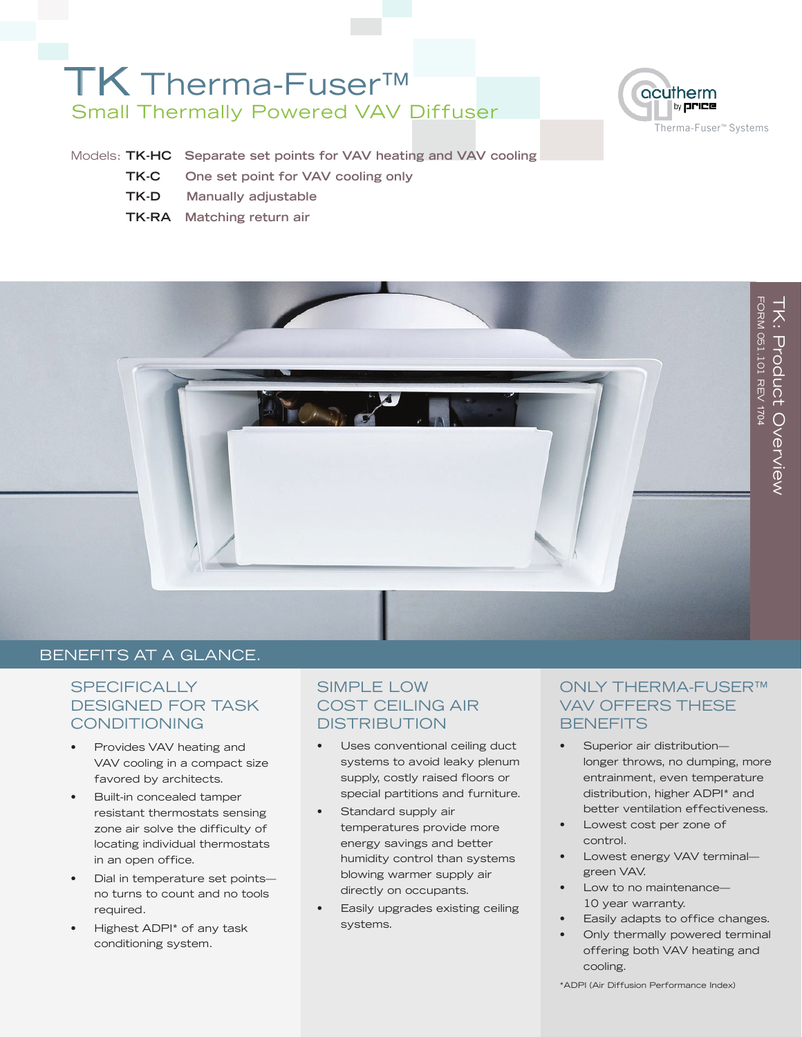# TK Therma-Fuser™

## Small Thermally Powered VAV Diffuser

acutherm by price

Therma-Fuser™ Systems

Models:

- **TK-HC** Separate set points for VAV heating and VAV cooling
- **TK-C** One set point for VAV cooling only
- **TK-D** Manually adjustable
- **TK-RA** Matching return air

TK: Product Overview

FORM 051.101 REV 1704

## BENEFITS AT A GLANCE.

### SPECIFICALLY DESIGNED FOR TASK CONDITIONING

- Provides VAV heating and VAV cooling in a compact size favored by architects.
- Built-in concealed tamper resistant thermostats sensing zone air solve the difficulty of locating individual thermostats in an open office.
- Dial in temperature set points—no turns to count and no tools required.
- Highest ADPI* of any task conditioning system.

### SIMPLE LOW COST CEILING AIR DISTRIBUTION

- Uses conventional ceiling duct systems to avoid leaky plenum supply, costly raised floors or special partitions and furniture.
- Standard supply air temperatures provide more energy savings and better humidity control than systems blowing warmer supply air directly on occupants.
- Easily upgrades existing ceiling systems.

### ONLY THERMA-FUSER™ VAV OFFERS THESE BENEFITS

- Superior air distribution—longer throws, no dumping, more entrainment, even temperature distribution, higher ADPI* and better ventilation effectiveness.
- Lowest cost per zone of control.
- Lowest energy VAV terminal—green VAV.
- Low to no maintenance—10 year warranty.
- Easily adapts to office changes.
- Only thermally powered terminal offering both VAV heating and cooling.

*ADPI (Air Diffusion Performance Index)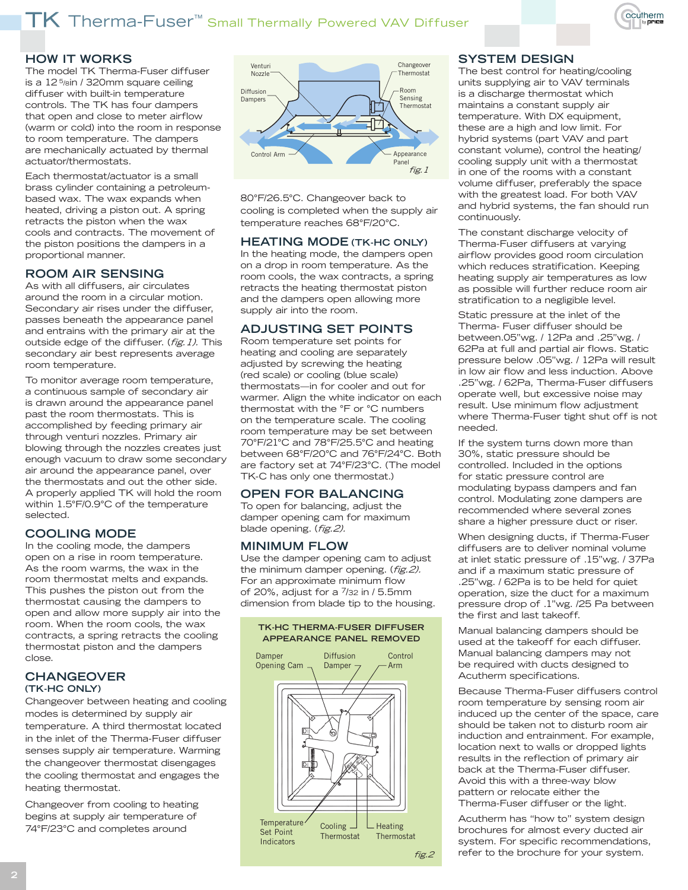# TK Therma-Fuser™ Small Thermally Powered VAV Diffuser

## HOW IT WORKS

The model TK Therma-Fuser diffuser is a 12 5/8in / 320mm square ceiling diffuser with built-in temperature controls. The TK has four dampers that open and close to meter airflow (warm or cold) into the room in response to room temperature. The dampers are mechanically actuated by thermal actuator/thermostats.

Each thermostat/actuator is a small brass cylinder containing a petroleum-based wax. The wax expands when heated, driving a piston out. A spring retracts the piston when the wax cools and contracts. The movement of the piston positions the dampers in a proportional manner.

## ROOM AIR SENSING

As with all diffusers, air circulates around the room in a circular motion. Secondary air rises under the diffuser, passes beneath the appearance panel and entrains with the primary air at the outside edge of the diffuser. (*fig.1*). This secondary air best represents average room temperature.

To monitor average room temperature, a continuous sample of secondary air is drawn around the appearance panel past the room thermostats. This is accomplished by feeding primary air through venturi nozzles. Primary air blowing through the nozzles creates just enough vacuum to draw some secondary air around the appearance panel, over the thermostats and out the other side. A properly applied TK will hold the room within 1.5°F/0.9°C of the temperature selected.

## COOLING MODE

In the cooling mode, the dampers open on a rise in room temperature. As the room warms, the wax in the room thermostat melts and expands. This pushes the piston out from the thermostat causing the dampers to open and allow more supply air into the room. When the room cools, the wax contracts, a spring retracts the cooling thermostat piston and the dampers close.

## CHANGEOVER
### (TK-HC ONLY)

Changeover between heating and cooling modes is determined by supply air temperature. A third thermostat located in the inlet of the Therma-Fuser diffuser senses supply air temperature. Warming the changeover thermostat disengages the cooling thermostat and engages the heating thermostat.

Changeover from cooling to heating begins at supply air temperature of 74°F/23°C and completes around 80°F/26.5°C. Changeover back to cooling is completed when the supply air temperature reaches 68°F/20°C.

Venturi Nozzle
Changeover Thermostat
Diffusion Dampers
Room Sensing Thermostat
Control Arm
Appearance Panel
*fig.1*

## HEATING MODE (TK-HC ONLY)

In the heating mode, the dampers open on a drop in room temperature. As the room cools, the wax contracts, a spring retracts the heating thermostat piston and the dampers open allowing more supply air into the room.

## ADJUSTING SET POINTS

Room temperature set points for heating and cooling are separately adjusted by screwing the heating (red scale) or cooling (blue scale) thermostats—in for cooler and out for warmer. Align the white indicator on each thermostat with the °F or °C numbers on the temperature scale. The cooling room temperature may be set between 70°F/21°C and 78°F/25.5°C and heating between 68°F/20°C and 76°F/24°C. Both are factory set at 74°F/23°C. (The model TK-C has only one thermostat.)

## OPEN FOR BALANCING

To open for balancing, adjust the damper opening cam for maximum blade opening. (*fig.2*).

## MINIMUM FLOW

Use the damper opening cam to adjust the minimum damper opening. (*fig.2*). For an approximate minimum flow of 20%, adjust for a 7/32 in / 5.5mm dimension from blade tip to the housing.

**TK-HC THERMA-FUSER DIFFUSER APPEARANCE PANEL REMOVED**

Damper Opening Cam
Diffusion Damper
Control Arm
Temperature Set Point Indicators
Cooling Thermostat
Heating Thermostat
*fig.2*

## SYSTEM DESIGN

The best control for heating/cooling units supplying air to VAV terminals is a discharge thermostat which maintains a constant supply air temperature. With DX equipment, these are a high and low limit. For hybrid systems (part VAV and part constant volume), control the heating/cooling supply unit with a thermostat in one of the rooms with a constant volume diffuser, preferably the space with the greatest load. For both VAV and hybrid systems, the fan should run continuously.

The constant discharge velocity of Therma-Fuser diffusers at varying airflow provides good room circulation which reduces stratification. Keeping heating supply air temperatures as low as possible will further reduce room air stratification to a negligible level.

Static pressure at the inlet of the Therma- Fuser diffuser should be between.05"wg. / 12Pa and .25"wg. / 62Pa at full and partial air flows. Static pressure below .05"wg. / 12Pa will result in low air flow and less induction. Above .25"wg. / 62Pa, Therma-Fuser diffusers operate well, but excessive noise may result. Use minimum flow adjustment where Therma-Fuser tight shut off is not needed.

If the system turns down more than 30%, static pressure should be controlled. Included in the options for static pressure control are modulating bypass dampers and fan control. Modulating zone dampers are recommended where several zones share a higher pressure duct or riser.

When designing ducts, if Therma-Fuser diffusers are to deliver nominal volume at inlet static pressure of .15"wg. / 37Pa and if a maximum static pressure of .25"wg. / 62Pa is to be held for quiet operation, size the duct for a maximum pressure drop of .1"wg. /25 Pa between the first and last takeoff.

Manual balancing dampers should be used at the takeoff for each diffuser. Manual balancing dampers may not be required with ducts designed to Acutherm specifications.

Because Therma-Fuser diffusers control room temperature by sensing room air induced up the center of the space, care should be taken not to disturb room air induction and entrainment. For example, location next to walls or dropped lights results in the reflection of primary air back at the Therma-Fuser diffuser. Avoid this with a three-way blow pattern or relocate either the Therma-Fuser diffuser or the light.

Acutherm has "how to" system design brochures for almost every ducted air system. For specific recommendations, refer to the brochure for your system.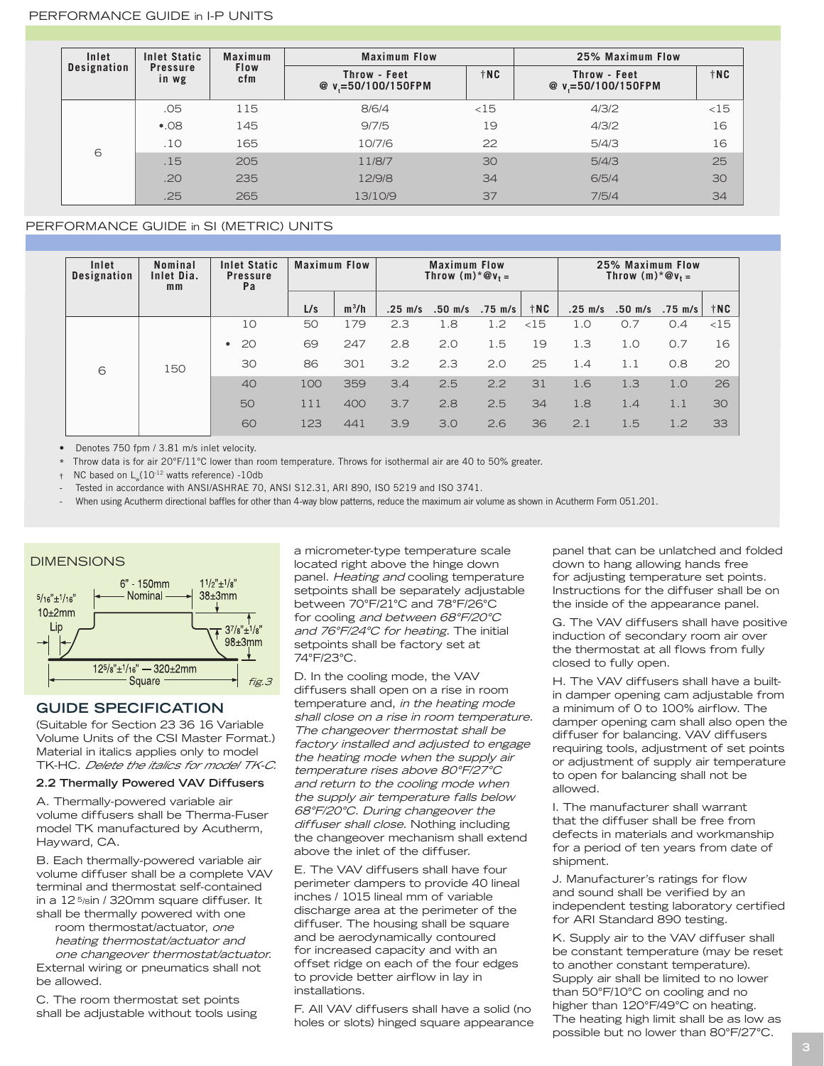## PERFORMANCE GUIDE in I-P UNITS

| Inlet Designation | Inlet Static Pressure in wg | Maximum Flow cfm | Maximum Flow Throw - Feet @ $v_t$=50/100/150FPM | †NC | 25% Maximum Flow Throw - Feet @ $v_t$=50/100/150FPM | †NC |
|---|---|---|---|---|---|---|
| 6 | .05 | 115 | 8/6/4 | <15 | 4/3/2 | <15 |
| | •.08 | 145 | 9/7/5 | 19 | 4/3/2 | 16 |
| | .10 | 165 | 10/7/6 | 22 | 5/4/3 | 16 |
| | .15 | 205 | 11/8/7 | 30 | 5/4/3 | 25 |
| | .20 | 235 | 12/9/8 | 34 | 6/5/4 | 30 |
| | .25 | 265 | 13/10/9 | 37 | 7/5/4 | 34 |

## PERFORMANCE GUIDE in SI (METRIC) UNITS

| Inlet Designation | Nominal Inlet Dia. mm | Inlet Static Pressure Pa | Maximum Flow | | Maximum Flow Throw (m)*@$v_t$ = | | | | 25% Maximum Flow Throw (m)*@$v_t$ = | | | |
|---|---|---|---|---|---|---|---|---|---|---|---|---|
| | | | L/s | $m^3/h$ | .25 m/s | .50 m/s | .75 m/s | †NC | .25 m/s | .50 m/s | .75 m/s | †NC |
| 6 | 150 | 10 | 50 | 179 | 2.3 | 1.8 | 1.2 | <15 | 1.0 | 0.7 | 0.4 | <15 |
| | | • 20 | 69 | 247 | 2.8 | 2.0 | 1.5 | 19 | 1.3 | 1.0 | 0.7 | 16 |
| | | 30 | 86 | 301 | 3.2 | 2.3 | 2.0 | 25 | 1.4 | 1.1 | 0.8 | 20 |
| | | 40 | 100 | 359 | 3.4 | 2.5 | 2.2 | 31 | 1.6 | 1.3 | 1.0 | 26 |
| | | 50 | 111 | 400 | 3.7 | 2.8 | 2.5 | 34 | 1.8 | 1.4 | 1.1 | 30 |
| | | 60 | 123 | 441 | 3.9 | 3.0 | 2.6 | 36 | 2.1 | 1.5 | 1.2 | 33 |

- • Denotes 750 fpm / 3.81 m/s inlet velocity.
- \* Throw data is for air 20°F/11°C lower than room temperature. Throws for isothermal air are 40 to 50% greater.
- † NC based on $L_w$($10^{-12}$ watts reference) -10db
- Tested in accordance with ANSI/ASHRAE 70, ANSI S12.31, ARI 890, ISO 5219 and ISO 3741.
- When using Acutherm directional baffles for other than 4-way blow patterns, reduce the maximum air volume as shown in Acutherm Form 051.201.

## DIMENSIONS

6" - 150mm Nominal

1 1/2"±1/8" 38±3mm

5/16"±1/16" 10±2mm Lip

3 7/8"±1/8" 98±3mm

12 5/8"±1/16" — 320±2mm Square

fig.3

## GUIDE SPECIFICATION

(Suitable for Section 23 36 16 Variable Volume Units of the CSI Master Format.) Material in italics applies only to model TK-HC. *Delete the italics for model TK-C.*

### 2.2 Thermally Powered VAV Diffusers

A. Thermally-powered variable air volume diffusers shall be Therma-Fuser model TK manufactured by Acutherm, Hayward, CA.

B. Each thermally-powered variable air volume diffuser shall be a complete VAV terminal and thermostat self-contained in a 12 5/8in / 320mm square diffuser. It shall be thermally powered with one room thermostat/actuator, *one heating thermostat/actuator and one changeover thermostat/actuator.* External wiring or pneumatics shall not be allowed.

C. The room thermostat set points shall be adjustable without tools using a micrometer-type temperature scale located right above the hinge down panel. *Heating and* cooling temperature setpoints shall be separately adjustable between 70°F/21°C and 78°F/26°C for cooling *and between 68°F/20°C and 76°F/24°C for heating.* The initial setpoints shall be factory set at 74°F/23°C.

D. In the cooling mode, the VAV diffusers shall open on a rise in room temperature and, *in the heating mode shall close on a rise in room temperature. The changeover thermostat shall be factory installed and adjusted to engage the heating mode when the supply air temperature rises above 80°F/27°C and return to the cooling mode when the supply air temperature falls below 68°F/20°C. During changeover the diffuser shall close.* Nothing including the changeover mechanism shall extend above the inlet of the diffuser.

E. The VAV diffusers shall have four perimeter dampers to provide 40 lineal inches / 1015 lineal mm of variable discharge area at the perimeter of the diffuser. The housing shall be square and be aerodynamically contoured for increased capacity and with an offset ridge on each of the four edges to provide better airflow in lay in installations.

F. All VAV diffusers shall have a solid (no holes or slots) hinged square appearance panel that can be unlatched and folded down to hang allowing hands free for adjusting temperature set points. Instructions for the diffuser shall be on the inside of the appearance panel.

G. The VAV diffusers shall have positive induction of secondary room air over the thermostat at all flows from fully closed to fully open.

H. The VAV diffusers shall have a built-in damper opening cam adjustable from a minimum of 0 to 100% airflow. The damper opening cam shall also open the diffuser for balancing. VAV diffusers requiring tools, adjustment of set points or adjustment of supply air temperature to open for balancing shall not be allowed.

I. The manufacturer shall warrant that the diffuser shall be free from defects in materials and workmanship for a period of ten years from date of shipment.

J. Manufacturer's ratings for flow and sound shall be verified by an independent testing laboratory certified for ARI Standard 890 testing.

K. Supply air to the VAV diffuser shall be constant temperature (may be reset to another constant temperature). Supply air shall be limited to no lower than 50°F/10°C on cooling and no higher than 120°F/49°C on heating. The heating high limit shall be as low as possible but no lower than 80°F/27°C.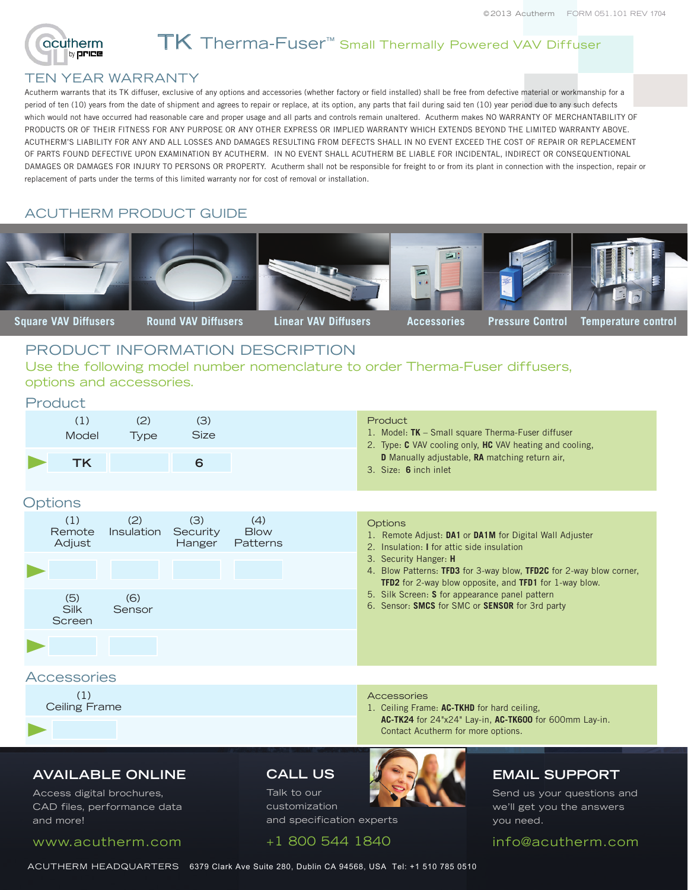©2013 Acutherm FORM 051.101 REV 1704

# TK Therma-Fuser™ Small Thermally Powered VAV Diffuser

## TEN YEAR WARRANTY

Acutherm warrants that its TK diffuser, exclusive of any options and accessories (whether factory or field installed) shall be free from defective material or workmanship for a period of ten (10) years from the date of shipment and agrees to repair or replace, at its option, any parts that fail during said ten (10) year period due to any such defects which would not have occurred had reasonable care and proper usage and all parts and controls remain unaltered. Acutherm makes NO WARRANTY OF MERCHANTABILITY OF PRODUCTS OR OF THEIR FITNESS FOR ANY PURPOSE OR ANY OTHER EXPRESS OR IMPLIED WARRANTY WHICH EXTENDS BEYOND THE LIMITED WARRANTY ABOVE. ACUTHERM'S LIABILITY FOR ANY AND ALL LOSSES AND DAMAGES RESULTING FROM DEFECTS SHALL IN NO EVENT EXCEED THE COST OF REPAIR OR REPLACEMENT OF PARTS FOUND DEFECTIVE UPON EXAMINATION BY ACUTHERM. IN NO EVENT SHALL ACUTHERM BE LIABLE FOR INCIDENTAL, INDIRECT OR CONSEQUENTIONAL DAMAGES OR DAMAGES FOR INJURY TO PERSONS OR PROPERTY. Acutherm shall not be responsible for freight to or from its plant in connection with the inspection, repair or replacement of parts under the terms of this limited warranty nor for cost of removal or installation.

## ACUTHERM PRODUCT GUIDE

Square VAV Diffusers | Round VAV Diffusers | Linear VAV Diffusers | Accessories | Pressure Control | Temperature control

## PRODUCT INFORMATION DESCRIPTION

Use the following model number nomenclature to order Therma-Fuser diffusers, options and accessories.

### Product

| (1) Model | (2) Type | (3) Size |
|---|---|---|
| TK | | 6 |

Product
1. Model: **TK** – Small square Therma-Fuser diffuser
2. Type: **C** VAV cooling only, **HC** VAV heating and cooling, **D** Manually adjustable, **RA** matching return air,
3. Size: **6** inch inlet

### Options

| (1) Remote Adjust | (2) Insulation | (3) Security Hanger | (4) Blow Patterns |
|---|---|---|---|
| | | | |

| (5) Silk Screen | (6) Sensor |
|---|---|
| | |

Options
1. Remote Adjust: **DA1** or **DA1M** for Digital Wall Adjuster
2. Insulation: **I** for attic side insulation
3. Security Hanger: **H**
4. Blow Patterns: **TFD3** for 3-way blow, **TFD2C** for 2-way blow corner, **TFD2** for 2-way blow opposite, and **TFD1** for 1-way blow.
5. Silk Screen: **S** for appearance panel pattern
6. Sensor: **SMCS** for SMC or **SENSOR** for 3rd party

### Accessories

| (1) Ceiling Frame |
|---|
| |

Accessories
1. Ceiling Frame: **AC-TKHD** for hard ceiling, **AC-TK24** for 24"x24" Lay-in, **AC-TK600** for 600mm Lay-in. Contact Acutherm for more options.

## AVAILABLE ONLINE

Access digital brochures, CAD files, performance data and more!

www.acutherm.com

## CALL US

Talk to our customization and specification experts

+1 800 544 1840

## EMAIL SUPPORT

Send us your questions and we'll get you the answers you need.

info@acutherm.com

ACUTHERM HEADQUARTERS 6379 Clark Ave Suite 280, Dublin CA 94568, USA Tel: +1 510 785 0510